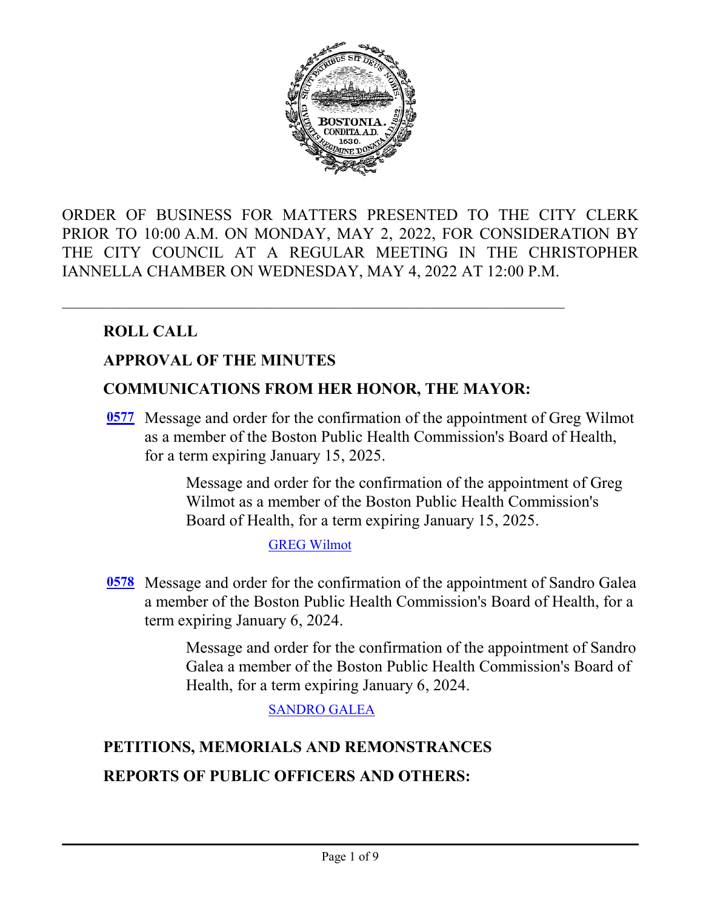ORDER OF BUSINESS FOR MATTERS PRESENTED TO THE CITY CLERK PRIOR TO 10:00 A.M. ON MONDAY, MAY 2, 2022, FOR CONSIDERATION BY THE CITY COUNCIL AT A REGULAR MEETING IN THE CHRISTOPHER IANNELLA CHAMBER ON WEDNESDAY, MAY 4, 2022 AT 12:00 P.M.

---

## ROLL CALL

## APPROVAL OF THE MINUTES

## COMMUNICATIONS FROM HER HONOR, THE MAYOR:

**0577** Message and order for the confirmation of the appointment of Greg Wilmot as a member of the Boston Public Health Commission's Board of Health, for a term expiring January 15, 2025.

> Message and order for the confirmation of the appointment of Greg Wilmot as a member of the Boston Public Health Commission's Board of Health, for a term expiring January 15, 2025.
>
> GREG Wilmot

**0578** Message and order for the confirmation of the appointment of Sandro Galea a member of the Boston Public Health Commission's Board of Health, for a term expiring January 6, 2024.

> Message and order for the confirmation of the appointment of Sandro Galea a member of the Boston Public Health Commission's Board of Health, for a term expiring January 6, 2024.
>
> SANDRO GALEA

## PETITIONS, MEMORIALS AND REMONSTRANCES

## REPORTS OF PUBLIC OFFICERS AND OTHERS: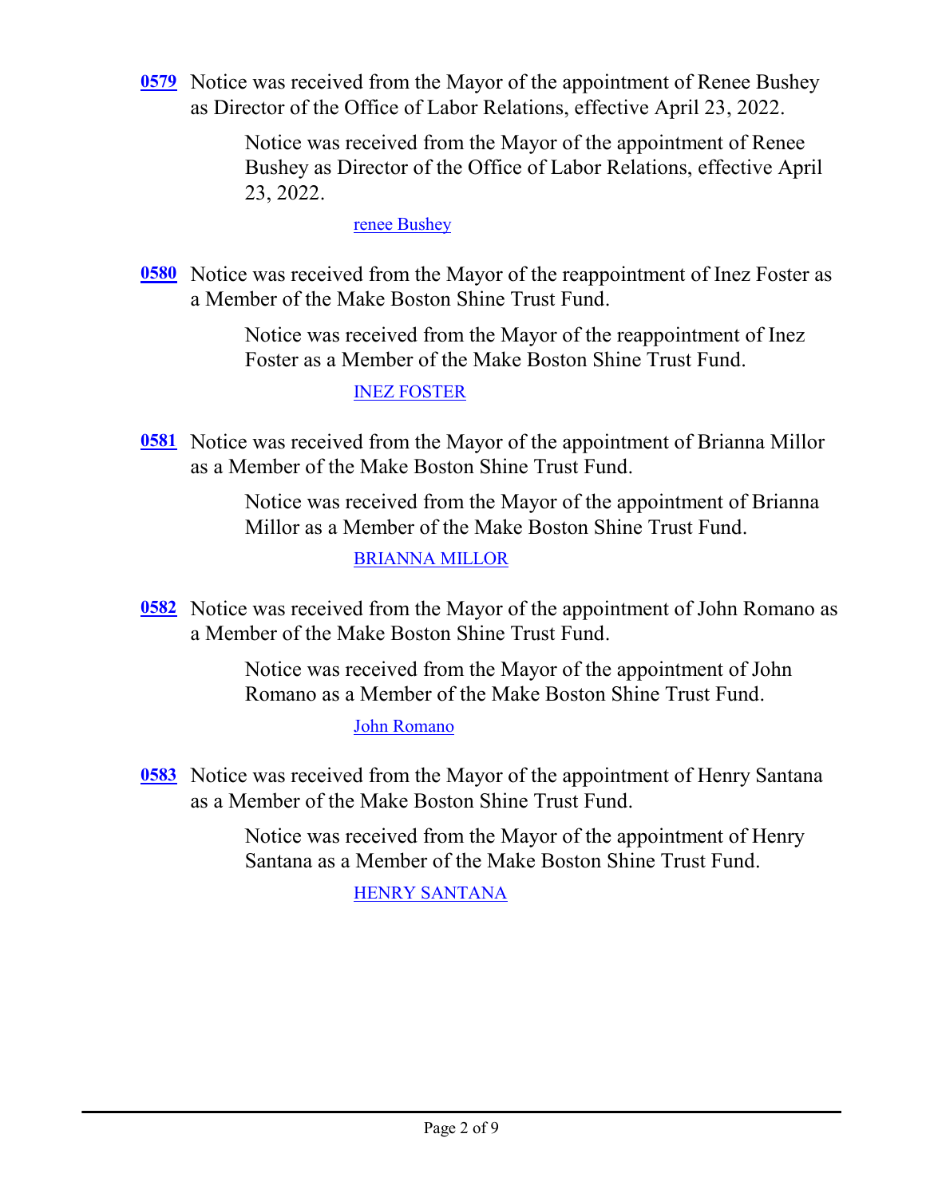**0579** Notice was received from the Mayor of the appointment of Renee Bushey as Director of the Office of Labor Relations, effective April 23, 2022.

> Notice was received from the Mayor of the appointment of Renee Bushey as Director of the Office of Labor Relations, effective April 23, 2022.
>
> renee Bushey

**0580** Notice was received from the Mayor of the reappointment of Inez Foster as a Member of the Make Boston Shine Trust Fund.

> Notice was received from the Mayor of the reappointment of Inez Foster as a Member of the Make Boston Shine Trust Fund.
>
> INEZ FOSTER

**0581** Notice was received from the Mayor of the appointment of Brianna Millor as a Member of the Make Boston Shine Trust Fund.

> Notice was received from the Mayor of the appointment of Brianna Millor as a Member of the Make Boston Shine Trust Fund.
>
> BRIANNA MILLOR

**0582** Notice was received from the Mayor of the appointment of John Romano as a Member of the Make Boston Shine Trust Fund.

> Notice was received from the Mayor of the appointment of John Romano as a Member of the Make Boston Shine Trust Fund.
>
> John Romano

**0583** Notice was received from the Mayor of the appointment of Henry Santana as a Member of the Make Boston Shine Trust Fund.

> Notice was received from the Mayor of the appointment of Henry Santana as a Member of the Make Boston Shine Trust Fund.
>
> HENRY SANTANA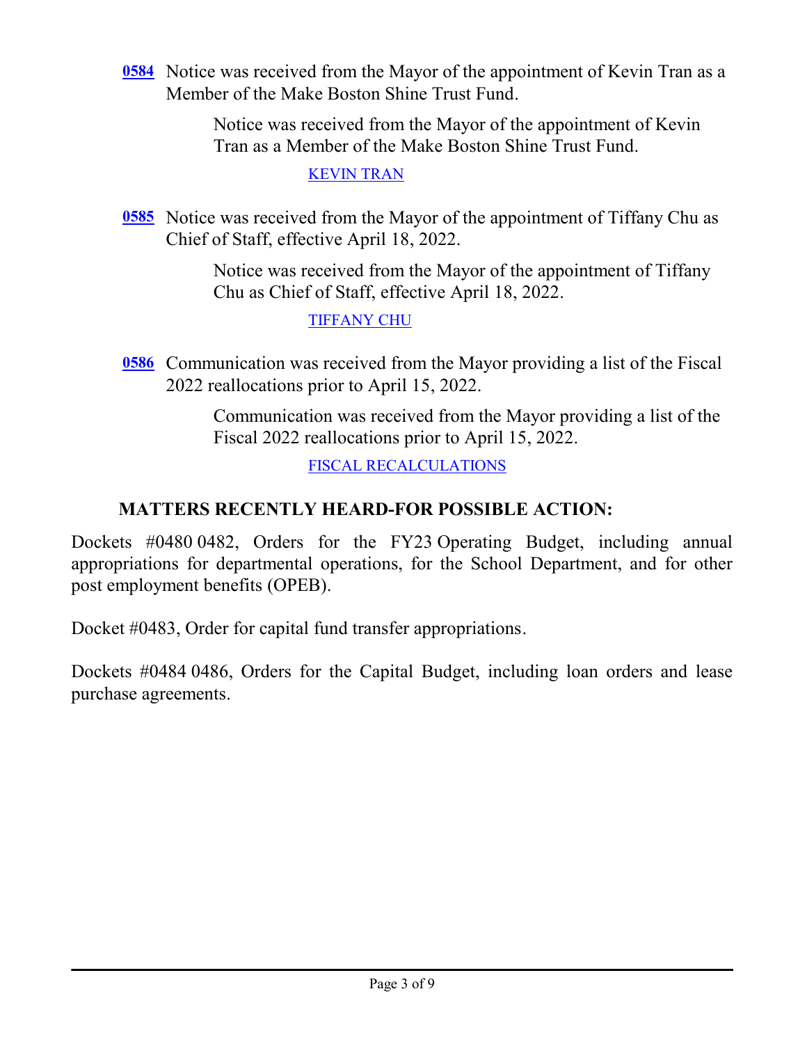**0584** Notice was received from the Mayor of the appointment of Kevin Tran as a Member of the Make Boston Shine Trust Fund.

Notice was received from the Mayor of the appointment of Kevin Tran as a Member of the Make Boston Shine Trust Fund.

KEVIN TRAN

**0585** Notice was received from the Mayor of the appointment of Tiffany Chu as Chief of Staff, effective April 18, 2022.

Notice was received from the Mayor of the appointment of Tiffany Chu as Chief of Staff, effective April 18, 2022.

TIFFANY CHU

**0586** Communication was received from the Mayor providing a list of the Fiscal 2022 reallocations prior to April 15, 2022.

Communication was received from the Mayor providing a list of the Fiscal 2022 reallocations prior to April 15, 2022.

FISCAL RECALCULATIONS

## MATTERS RECENTLY HEARD-FOR POSSIBLE ACTION:

Dockets #0480 0482, Orders for the FY23 Operating Budget, including annual appropriations for departmental operations, for the School Department, and for other post employment benefits (OPEB).

Docket #0483, Order for capital fund transfer appropriations.

Dockets #0484 0486, Orders for the Capital Budget, including loan orders and lease purchase agreements.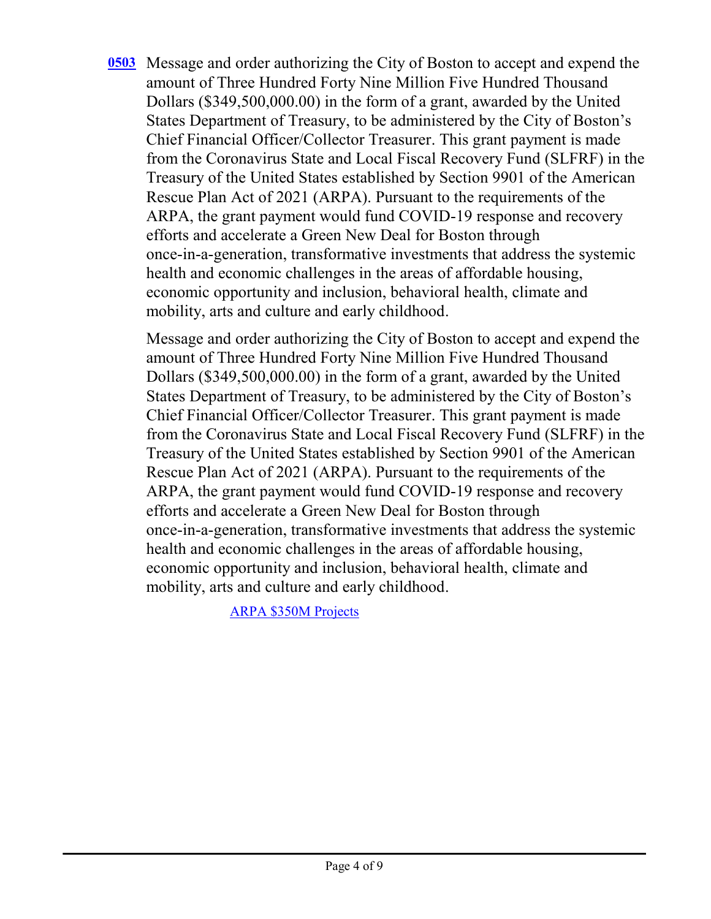**0503** Message and order authorizing the City of Boston to accept and expend the amount of Three Hundred Forty Nine Million Five Hundred Thousand Dollars ($349,500,000.00) in the form of a grant, awarded by the United States Department of Treasury, to be administered by the City of Boston's Chief Financial Officer/Collector Treasurer. This grant payment is made from the Coronavirus State and Local Fiscal Recovery Fund (SLFRF) in the Treasury of the United States established by Section 9901 of the American Rescue Plan Act of 2021 (ARPA). Pursuant to the requirements of the ARPA, the grant payment would fund COVID-19 response and recovery efforts and accelerate a Green New Deal for Boston through once-in-a-generation, transformative investments that address the systemic health and economic challenges in the areas of affordable housing, economic opportunity and inclusion, behavioral health, climate and mobility, arts and culture and early childhood.

Message and order authorizing the City of Boston to accept and expend the amount of Three Hundred Forty Nine Million Five Hundred Thousand Dollars ($349,500,000.00) in the form of a grant, awarded by the United States Department of Treasury, to be administered by the City of Boston's Chief Financial Officer/Collector Treasurer. This grant payment is made from the Coronavirus State and Local Fiscal Recovery Fund (SLFRF) in the Treasury of the United States established by Section 9901 of the American Rescue Plan Act of 2021 (ARPA). Pursuant to the requirements of the ARPA, the grant payment would fund COVID-19 response and recovery efforts and accelerate a Green New Deal for Boston through once-in-a-generation, transformative investments that address the systemic health and economic challenges in the areas of affordable housing, economic opportunity and inclusion, behavioral health, climate and mobility, arts and culture and early childhood.

ARPA $350M Projects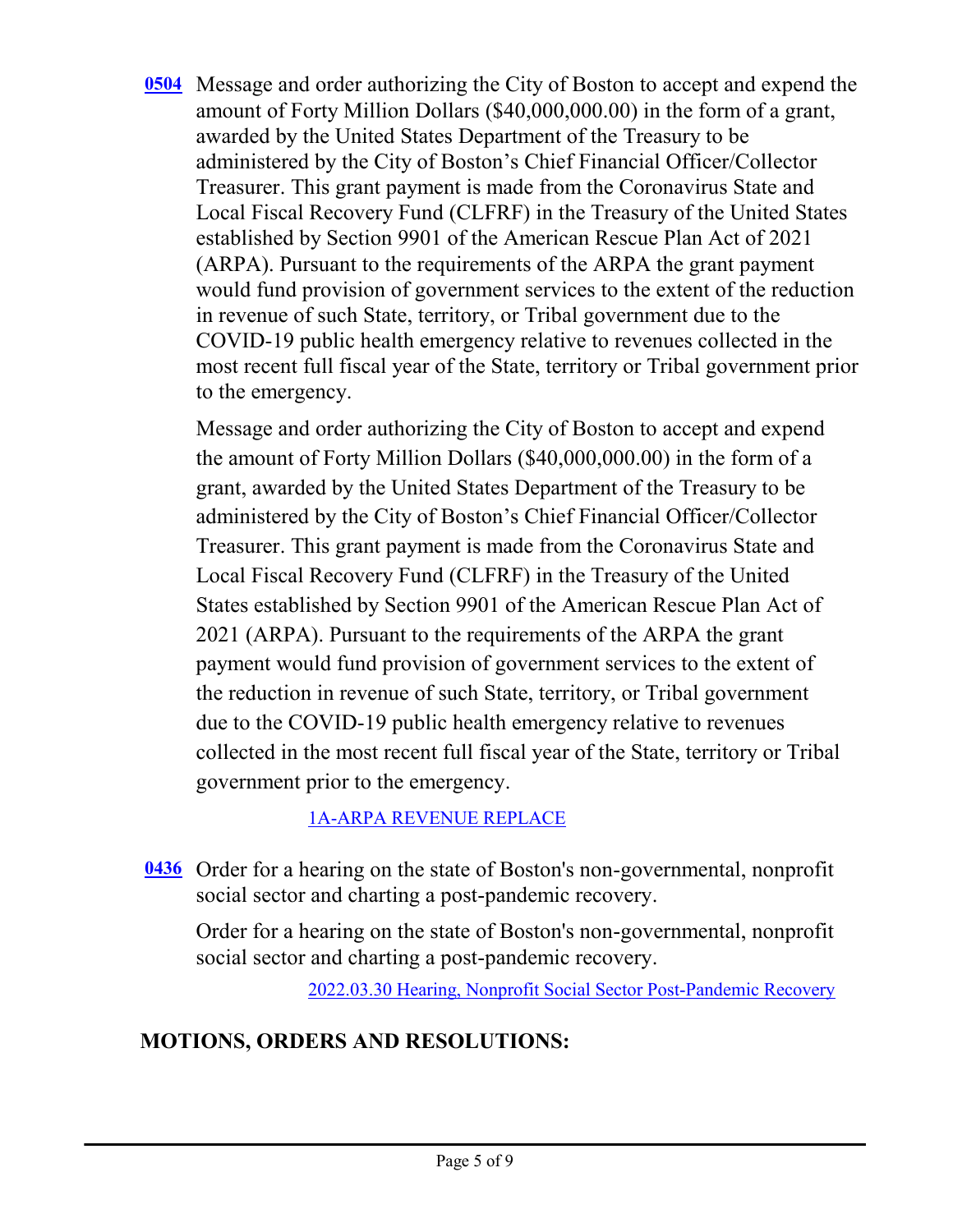**0504** Message and order authorizing the City of Boston to accept and expend the amount of Forty Million Dollars ($40,000,000.00) in the form of a grant, awarded by the United States Department of the Treasury to be administered by the City of Boston's Chief Financial Officer/Collector Treasurer. This grant payment is made from the Coronavirus State and Local Fiscal Recovery Fund (CLFRF) in the Treasury of the United States established by Section 9901 of the American Rescue Plan Act of 2021 (ARPA). Pursuant to the requirements of the ARPA the grant payment would fund provision of government services to the extent of the reduction in revenue of such State, territory, or Tribal government due to the COVID-19 public health emergency relative to revenues collected in the most recent full fiscal year of the State, territory or Tribal government prior to the emergency.

Message and order authorizing the City of Boston to accept and expend the amount of Forty Million Dollars ($40,000,000.00) in the form of a grant, awarded by the United States Department of the Treasury to be administered by the City of Boston's Chief Financial Officer/Collector Treasurer. This grant payment is made from the Coronavirus State and Local Fiscal Recovery Fund (CLFRF) in the Treasury of the United States established by Section 9901 of the American Rescue Plan Act of 2021 (ARPA). Pursuant to the requirements of the ARPA the grant payment would fund provision of government services to the extent of the reduction in revenue of such State, territory, or Tribal government due to the COVID-19 public health emergency relative to revenues collected in the most recent full fiscal year of the State, territory or Tribal government prior to the emergency.

1A-ARPA REVENUE REPLACE

**0436** Order for a hearing on the state of Boston's non-governmental, nonprofit social sector and charting a post-pandemic recovery.

Order for a hearing on the state of Boston's non-governmental, nonprofit social sector and charting a post-pandemic recovery.

2022.03.30 Hearing, Nonprofit Social Sector Post-Pandemic Recovery

## MOTIONS, ORDERS AND RESOLUTIONS: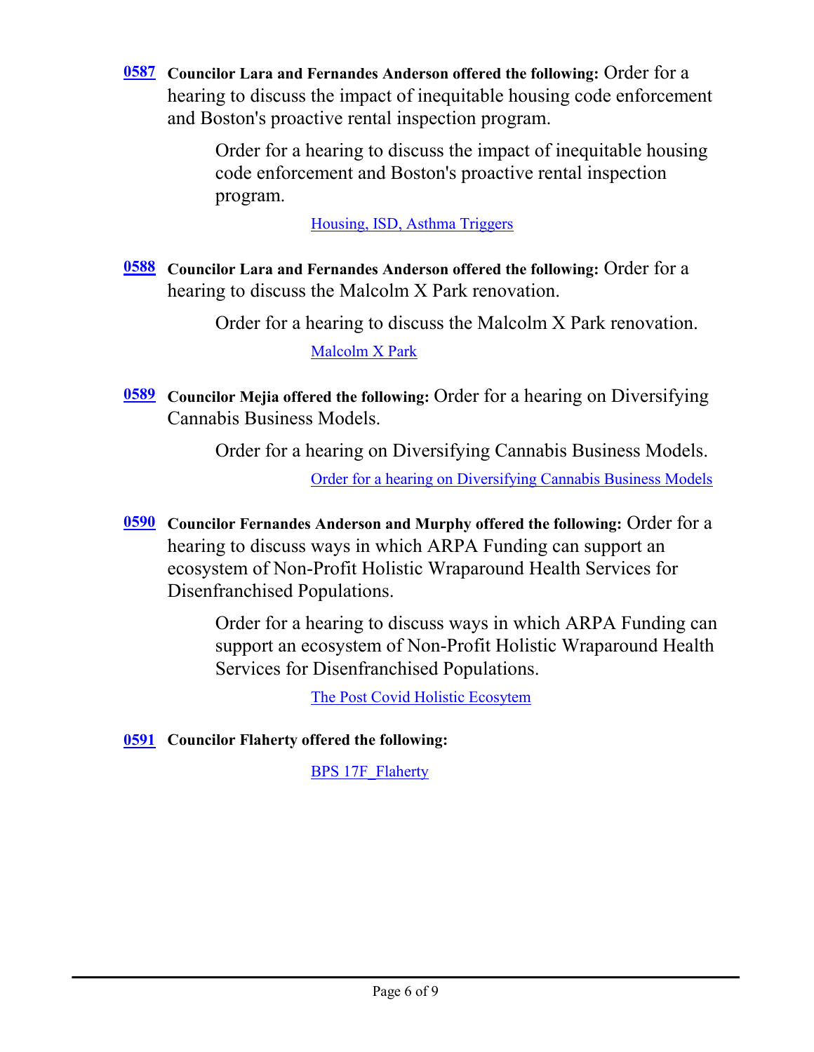**0587** **Councilor Lara and Fernandes Anderson offered the following:** Order for a hearing to discuss the impact of inequitable housing code enforcement and Boston's proactive rental inspection program.

Order for a hearing to discuss the impact of inequitable housing code enforcement and Boston's proactive rental inspection program.

Housing, ISD, Asthma Triggers

**0588** **Councilor Lara and Fernandes Anderson offered the following:** Order for a hearing to discuss the Malcolm X Park renovation.

Order for a hearing to discuss the Malcolm X Park renovation.

Malcolm X Park

**0589** **Councilor Mejia offered the following:** Order for a hearing on Diversifying Cannabis Business Models.

Order for a hearing on Diversifying Cannabis Business Models.

Order for a hearing on Diversifying Cannabis Business Models

**0590** **Councilor Fernandes Anderson and Murphy offered the following:** Order for a hearing to discuss ways in which ARPA Funding can support an ecosystem of Non-Profit Holistic Wraparound Health Services for Disenfranchised Populations.

Order for a hearing to discuss ways in which ARPA Funding can support an ecosystem of Non-Profit Holistic Wraparound Health Services for Disenfranchised Populations.

The Post Covid Holistic Ecosytem

**0591** **Councilor Flaherty offered the following:**

BPS 17F_Flaherty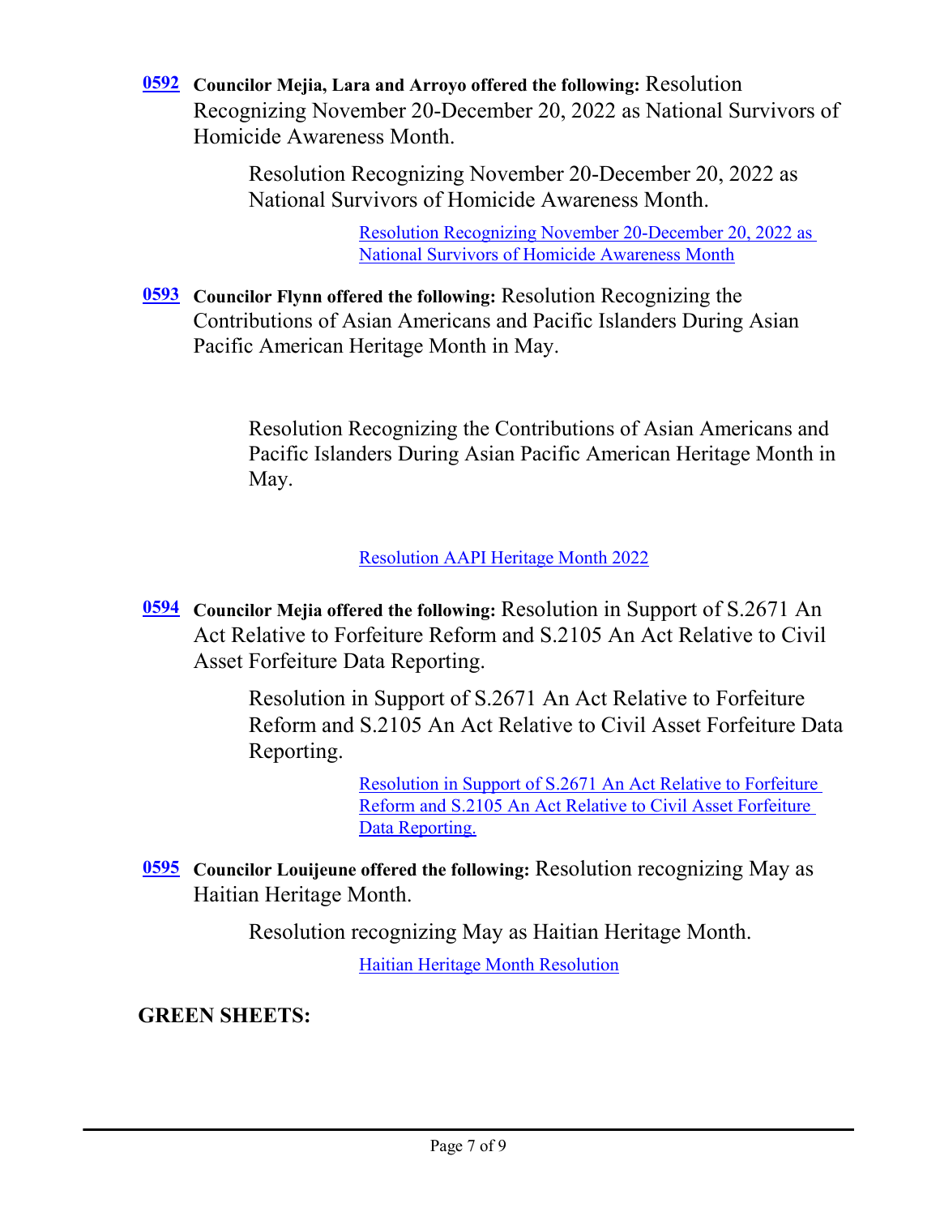**0592** **Councilor Mejia, Lara and Arroyo offered the following:** Resolution Recognizing November 20-December 20, 2022 as National Survivors of Homicide Awareness Month.

Resolution Recognizing November 20-December 20, 2022 as National Survivors of Homicide Awareness Month.

Resolution Recognizing November 20-December 20, 2022 as National Survivors of Homicide Awareness Month

**0593** **Councilor Flynn offered the following:** Resolution Recognizing the Contributions of Asian Americans and Pacific Islanders During Asian Pacific American Heritage Month in May.

Resolution Recognizing the Contributions of Asian Americans and Pacific Islanders During Asian Pacific American Heritage Month in May.

Resolution AAPI Heritage Month 2022

**0594** **Councilor Mejia offered the following:** Resolution in Support of S.2671 An Act Relative to Forfeiture Reform and S.2105 An Act Relative to Civil Asset Forfeiture Data Reporting.

Resolution in Support of S.2671 An Act Relative to Forfeiture Reform and S.2105 An Act Relative to Civil Asset Forfeiture Data Reporting.

Resolution in Support of S.2671 An Act Relative to Forfeiture Reform and S.2105 An Act Relative to Civil Asset Forfeiture Data Reporting.

**0595** **Councilor Louijeune offered the following:** Resolution recognizing May as Haitian Heritage Month.

Resolution recognizing May as Haitian Heritage Month.

Haitian Heritage Month Resolution

**GREEN SHEETS:**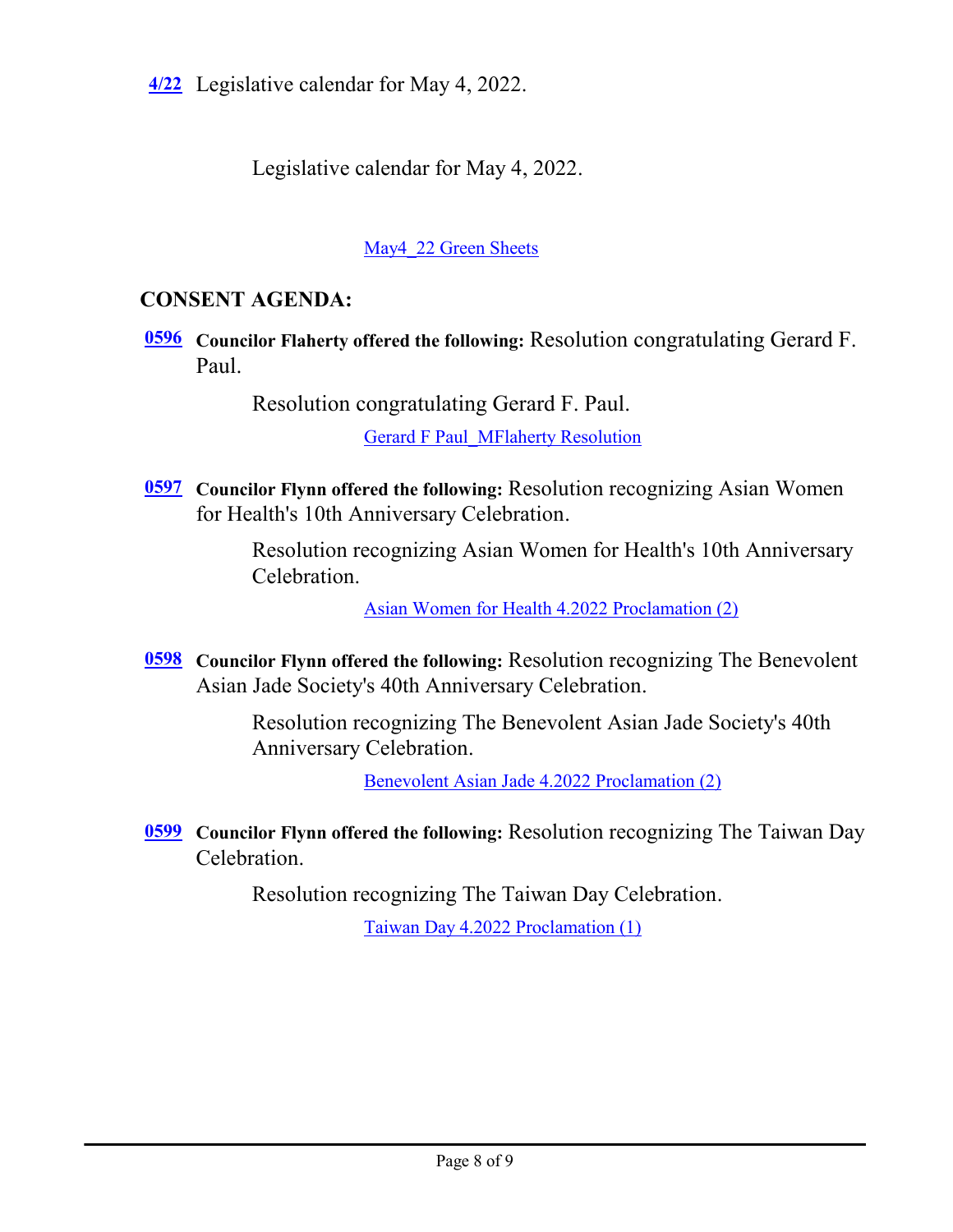**4/22** Legislative calendar for May 4, 2022.

Legislative calendar for May 4, 2022.

May4_22 Green Sheets

## CONSENT AGENDA:

**0596** **Councilor Flaherty offered the following:** Resolution congratulating Gerard F. Paul.

Resolution congratulating Gerard F. Paul.

Gerard F Paul_MFlaherty Resolution

**0597** **Councilor Flynn offered the following:** Resolution recognizing Asian Women for Health's 10th Anniversary Celebration.

Resolution recognizing Asian Women for Health's 10th Anniversary Celebration.

Asian Women for Health 4.2022 Proclamation (2)

**0598** **Councilor Flynn offered the following:** Resolution recognizing The Benevolent Asian Jade Society's 40th Anniversary Celebration.

Resolution recognizing The Benevolent Asian Jade Society's 40th Anniversary Celebration.

Benevolent Asian Jade 4.2022 Proclamation (2)

**0599** **Councilor Flynn offered the following:** Resolution recognizing The Taiwan Day Celebration.

Resolution recognizing The Taiwan Day Celebration.

Taiwan Day 4.2022 Proclamation (1)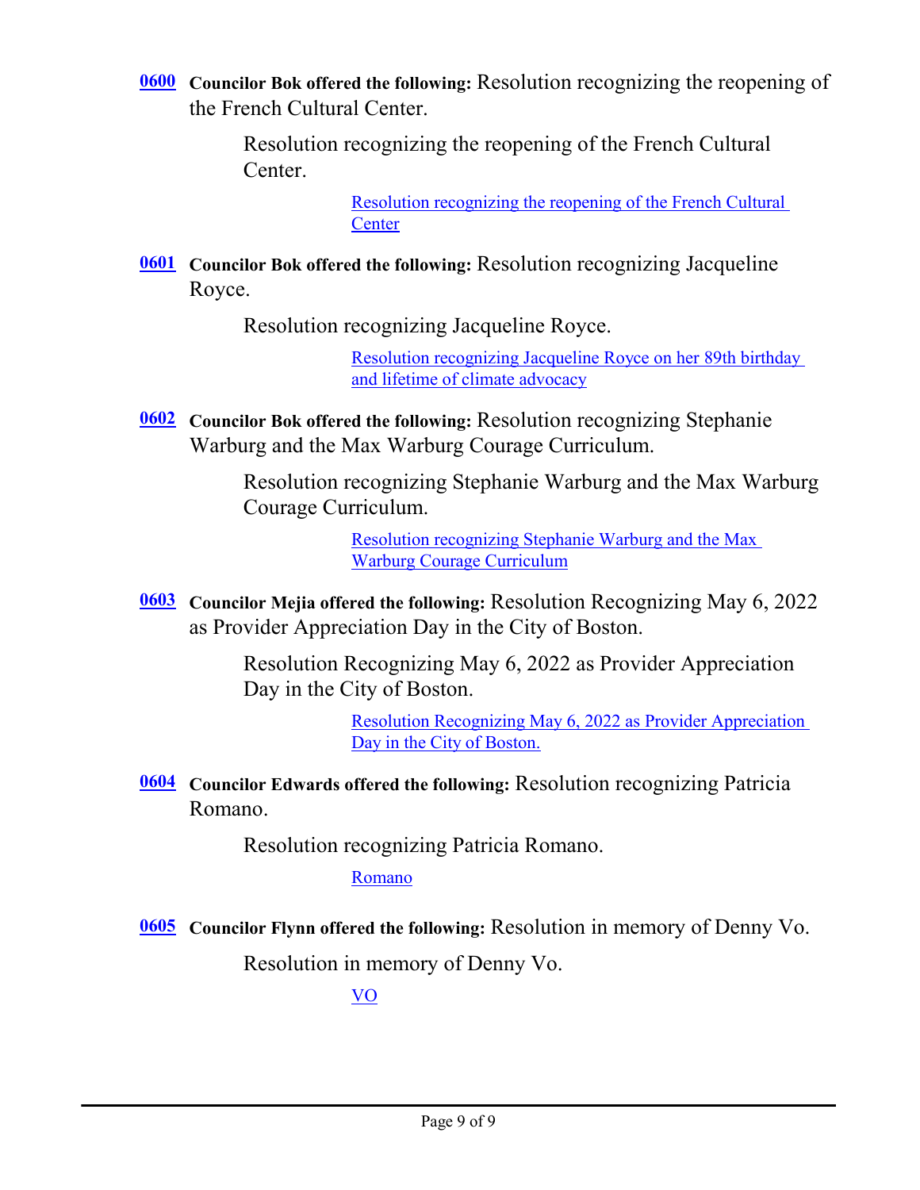**0600** **Councilor Bok offered the following:** Resolution recognizing the reopening of the French Cultural Center.

Resolution recognizing the reopening of the French Cultural Center.

Resolution recognizing the reopening of the French Cultural Center

**0601** **Councilor Bok offered the following:** Resolution recognizing Jacqueline Royce.

Resolution recognizing Jacqueline Royce.

Resolution recognizing Jacqueline Royce on her 89th birthday and lifetime of climate advocacy

**0602** **Councilor Bok offered the following:** Resolution recognizing Stephanie Warburg and the Max Warburg Courage Curriculum.

Resolution recognizing Stephanie Warburg and the Max Warburg Courage Curriculum.

Resolution recognizing Stephanie Warburg and the Max Warburg Courage Curriculum

**0603** **Councilor Mejia offered the following:** Resolution Recognizing May 6, 2022 as Provider Appreciation Day in the City of Boston.

Resolution Recognizing May 6, 2022 as Provider Appreciation Day in the City of Boston.

Resolution Recognizing May 6, 2022 as Provider Appreciation Day in the City of Boston.

**0604** **Councilor Edwards offered the following:** Resolution recognizing Patricia Romano.

Resolution recognizing Patricia Romano.

Romano

**0605** **Councilor Flynn offered the following:** Resolution in memory of Denny Vo.

Resolution in memory of Denny Vo.

VO